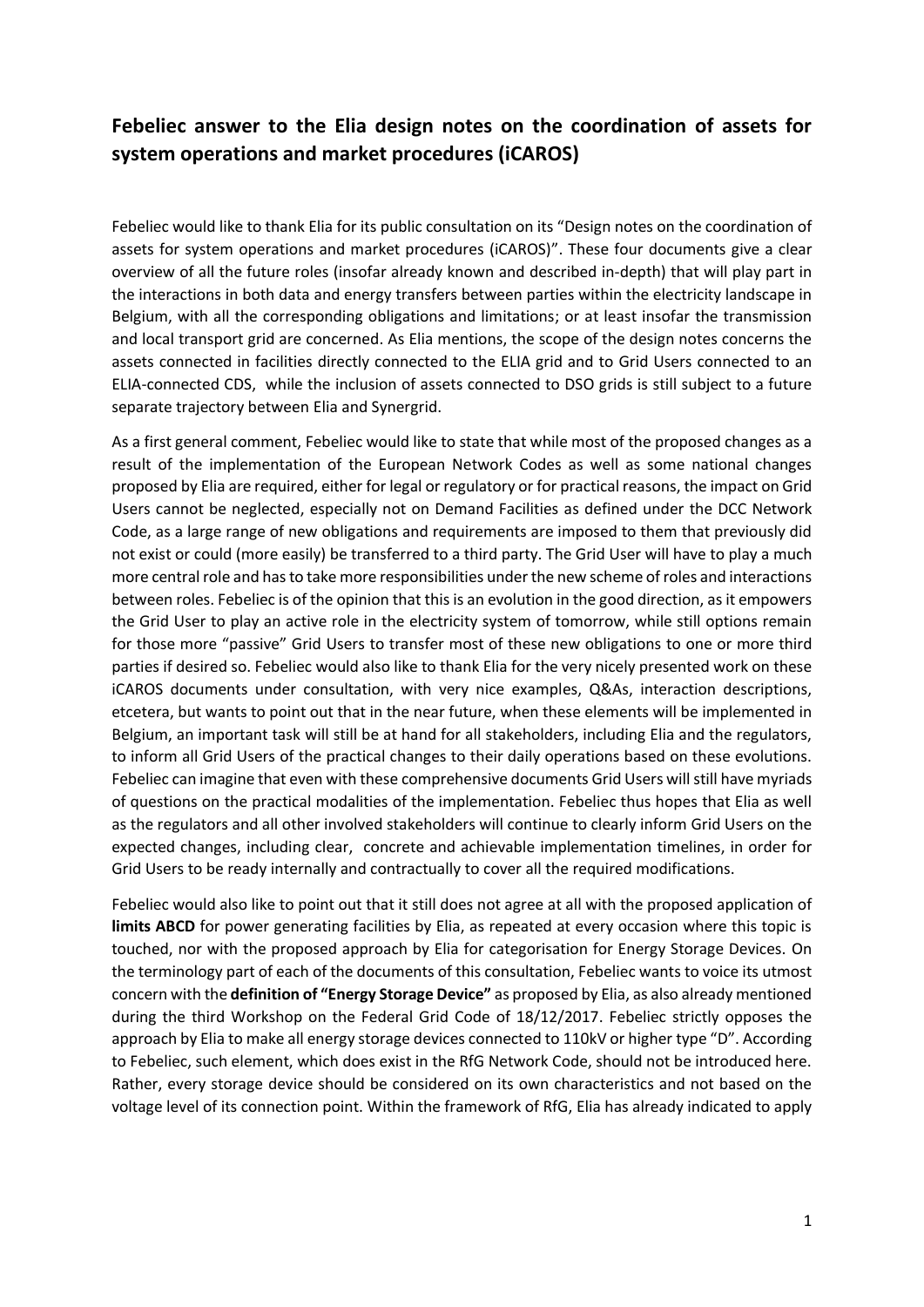## Febeliec answer to the Elia design notes on the coordination of assets for system operations and market procedures (iCAROS)

Febeliec would like to thank Elia for its public consultation on its "Design notes on the coordination of assets for system operations and market procedures (iCAROS)". These four documents give a clear overview of all the future roles (insofar already known and described in-depth) that will play part in the interactions in both data and energy transfers between parties within the electricity landscape in Belgium, with all the corresponding obligations and limitations; or at least insofar the transmission and local transport grid are concerned. As Elia mentions, the scope of the design notes concerns the assets connected in facilities directly connected to the ELIA grid and to Grid Users connected to an ELIA-connected CDS, while the inclusion of assets connected to DSO grids is still subject to a future separate trajectory between Elia and Synergrid.

As a first general comment, Febeliec would like to state that while most of the proposed changes as a result of the implementation of the European Network Codes as well as some national changes proposed by Elia are required, either for legal or regulatory or for practical reasons, the impact on Grid Users cannot be neglected, especially not on Demand Facilities as defined under the DCC Network Code, as a large range of new obligations and requirements are imposed to them that previously did not exist or could (more easily) be transferred to a third party. The Grid User will have to play a much more central role and has to take more responsibilities under the new scheme of roles and interactions between roles. Febeliec is of the opinion that this is an evolution in the good direction, as it empowers the Grid User to play an active role in the electricity system of tomorrow, while still options remain for those more "passive" Grid Users to transfer most of these new obligations to one or more third parties if desired so. Febeliec would also like to thank Elia for the very nicely presented work on these iCAROS documents under consultation, with very nice examples, Q&As, interaction descriptions, etcetera, but wants to point out that in the near future, when these elements will be implemented in Belgium, an important task will still be at hand for all stakeholders, including Elia and the regulators, to inform all Grid Users of the practical changes to their daily operations based on these evolutions. Febeliec can imagine that even with these comprehensive documents Grid Users will still have myriads of questions on the practical modalities of the implementation. Febeliec thus hopes that Elia as well as the regulators and all other involved stakeholders will continue to clearly inform Grid Users on the expected changes, including clear, concrete and achievable implementation timelines, in order for Grid Users to be ready internally and contractually to cover all the required modifications.

Febeliec would also like to point out that it still does not agree at all with the proposed application of **limits ABCD** for power generating facilities by Elia, as repeated at every occasion where this topic is touched, nor with the proposed approach by Elia for categorisation for Energy Storage Devices. On the terminology part of each of the documents of this consultation, Febeliec wants to voice its utmost concern with the **definition of "Energy Storage Device"** as proposed by Elia, as also already mentioned during the third Workshop on the Federal Grid Code of 18/12/2017. Febeliec strictly opposes the approach by Elia to make all energy storage devices connected to 110kV or higher type "D". According to Febeliec, such element, which does exist in the RfG Network Code, should not be introduced here. Rather, every storage device should be considered on its own characteristics and not based on the voltage level of its connection point. Within the framework of RfG, Elia has already indicated to apply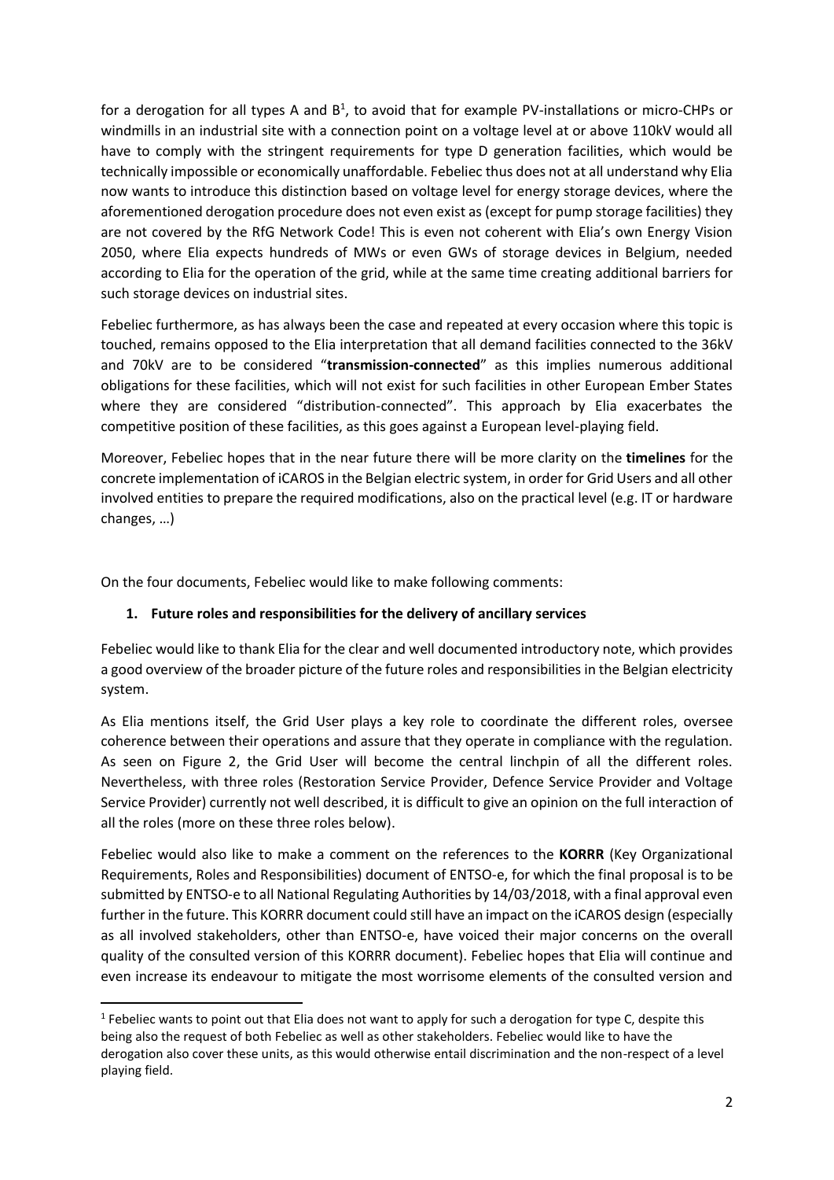for a derogation for all types A and B[1], to avoid that for example PV-installations or micro-CHPs or windmills in an industrial site with a connection point on a voltage level at or above 110kV would all have to comply with the stringent requirements for type D generation facilities, which would be technically impossible or economically unaffordable. Febeliec thus does not at all understand why Elia now wants to introduce this distinction based on voltage level for energy storage devices, where the aforementioned derogation procedure does not even exist as (except for pump storage facilities) they are not covered by the RfG Network Code! This is even not coherent with Elia's own Energy Vision 2050, where Elia expects hundreds of MWs or even GWs of storage devices in Belgium, needed according to Elia for the operation of the grid, while at the same time creating additional barriers for such storage devices on industrial sites.

Febeliec furthermore, as has always been the case and repeated at every occasion where this topic is touched, remains opposed to the Elia interpretation that all demand facilities connected to the 36kV and 70kV are to be considered "**transmission-connected**" as this implies numerous additional obligations for these facilities, which will not exist for such facilities in other European Ember States where they are considered "distribution-connected". This approach by Elia exacerbates the competitive position of these facilities, as this goes against a European level-playing field.

Moreover, Febeliec hopes that in the near future there will be more clarity on the **timelines** for the concrete implementation of iCAROS in the Belgian electric system, in order for Grid Users and all other involved entities to prepare the required modifications, also on the practical level (e.g. IT or hardware changes, …)

On the four documents, Febeliec would like to make following comments:

## 1. Future roles and responsibilities for the delivery of ancillary services

Febeliec would like to thank Elia for the clear and well documented introductory note, which provides a good overview of the broader picture of the future roles and responsibilities in the Belgian electricity system.

As Elia mentions itself, the Grid User plays a key role to coordinate the different roles, oversee coherence between their operations and assure that they operate in compliance with the regulation. As seen on Figure 2, the Grid User will become the central linchpin of all the different roles. Nevertheless, with three roles (Restoration Service Provider, Defence Service Provider and Voltage Service Provider) currently not well described, it is difficult to give an opinion on the full interaction of all the roles (more on these three roles below).

Febeliec would also like to make a comment on the references to the **KORRR** (Key Organizational Requirements, Roles and Responsibilities) document of ENTSO-e, for which the final proposal is to be submitted by ENTSO-e to all National Regulating Authorities by 14/03/2018, with a final approval even further in the future. This KORRR document could still have an impact on the iCAROS design (especially as all involved stakeholders, other than ENTSO-e, have voiced their major concerns on the overall quality of the consulted version of this KORRR document). Febeliec hopes that Elia will continue and even increase its endeavour to mitigate the most worrisome elements of the consulted version and

[1] Febeliec wants to point out that Elia does not want to apply for such a derogation for type C, despite this being also the request of both Febeliec as well as other stakeholders. Febeliec would like to have the derogation also cover these units, as this would otherwise entail discrimination and the non-respect of a level playing field.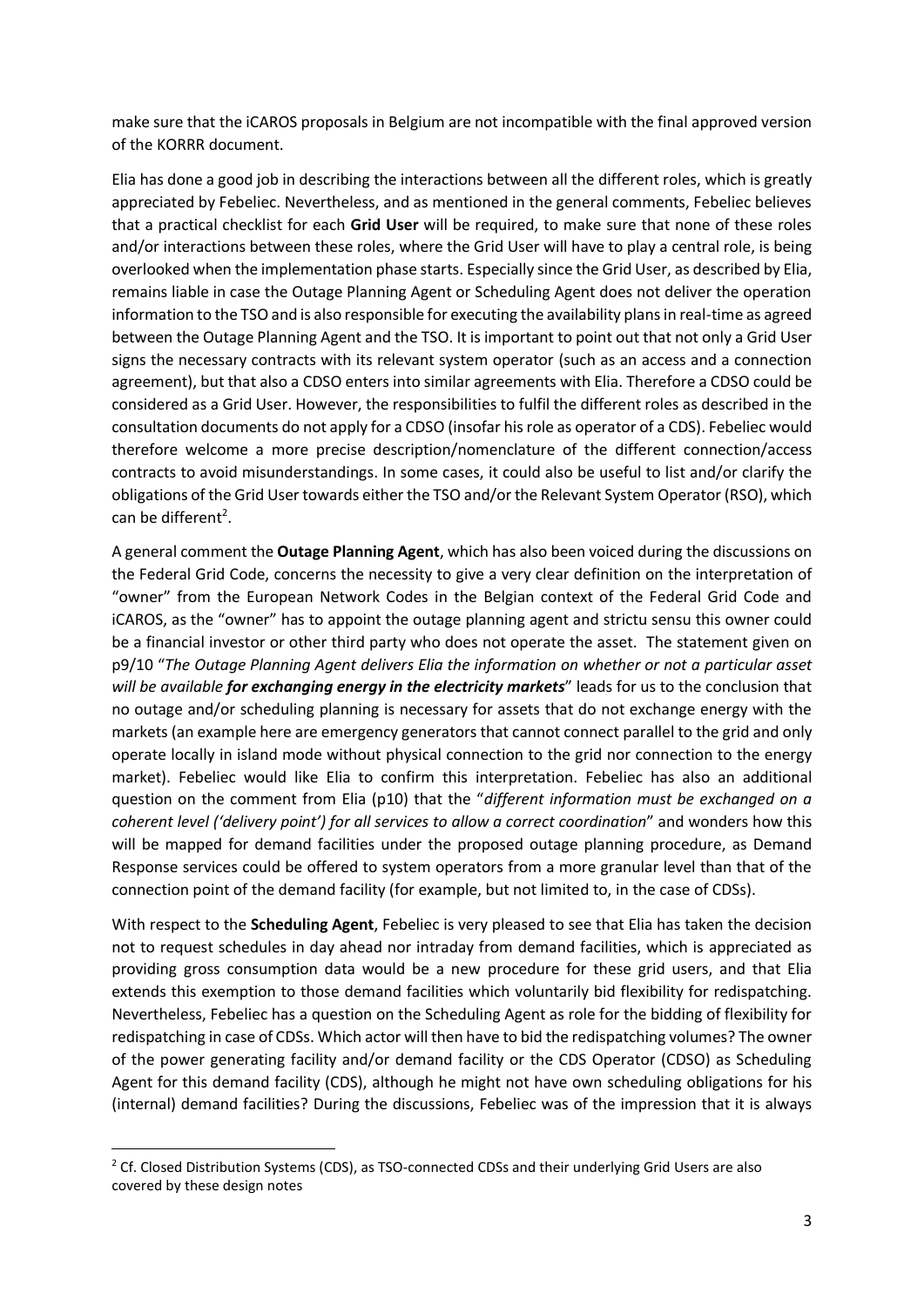make sure that the iCAROS proposals in Belgium are not incompatible with the final approved version of the KORRR document.

Elia has done a good job in describing the interactions between all the different roles, which is greatly appreciated by Febeliec. Nevertheless, and as mentioned in the general comments, Febeliec believes that a practical checklist for each **Grid User** will be required, to make sure that none of these roles and/or interactions between these roles, where the Grid User will have to play a central role, is being overlooked when the implementation phase starts. Especially since the Grid User, as described by Elia, remains liable in case the Outage Planning Agent or Scheduling Agent does not deliver the operation information to the TSO and is also responsible for executing the availability plans in real-time as agreed between the Outage Planning Agent and the TSO. It is important to point out that not only a Grid User signs the necessary contracts with its relevant system operator (such as an access and a connection agreement), but that also a CDSO enters into similar agreements with Elia. Therefore a CDSO could be considered as a Grid User. However, the responsibilities to fulfil the different roles as described in the consultation documents do not apply for a CDSO (insofar his role as operator of a CDS). Febeliec would therefore welcome a more precise description/nomenclature of the different connection/access contracts to avoid misunderstandings. In some cases, it could also be useful to list and/or clarify the obligations of the Grid User towards either the TSO and/or the Relevant System Operator (RSO), which can be different[2].

A general comment the **Outage Planning Agent**, which has also been voiced during the discussions on the Federal Grid Code, concerns the necessity to give a very clear definition on the interpretation of "owner" from the European Network Codes in the Belgian context of the Federal Grid Code and iCAROS, as the "owner" has to appoint the outage planning agent and strictu sensu this owner could be a financial investor or other third party who does not operate the asset. The statement given on p9/10 "*The Outage Planning Agent delivers Elia the information on whether or not a particular asset will be available **for exchanging energy in the electricity markets***" leads for us to the conclusion that no outage and/or scheduling planning is necessary for assets that do not exchange energy with the markets (an example here are emergency generators that cannot connect parallel to the grid and only operate locally in island mode without physical connection to the grid nor connection to the energy market). Febeliec would like Elia to confirm this interpretation. Febeliec has also an additional question on the comment from Elia (p10) that the "*different information must be exchanged on a coherent level ('delivery point') for all services to allow a correct coordination*" and wonders how this will be mapped for demand facilities under the proposed outage planning procedure, as Demand Response services could be offered to system operators from a more granular level than that of the connection point of the demand facility (for example, but not limited to, in the case of CDSs).

With respect to the **Scheduling Agent**, Febeliec is very pleased to see that Elia has taken the decision not to request schedules in day ahead nor intraday from demand facilities, which is appreciated as providing gross consumption data would be a new procedure for these grid users, and that Elia extends this exemption to those demand facilities which voluntarily bid flexibility for redispatching. Nevertheless, Febeliec has a question on the Scheduling Agent as role for the bidding of flexibility for redispatching in case of CDSs. Which actor will then have to bid the redispatching volumes? The owner of the power generating facility and/or demand facility or the CDS Operator (CDSO) as Scheduling Agent for this demand facility (CDS), although he might not have own scheduling obligations for his (internal) demand facilities? During the discussions, Febeliec was of the impression that it is always

[2] Cf. Closed Distribution Systems (CDS), as TSO-connected CDSs and their underlying Grid Users are also covered by these design notes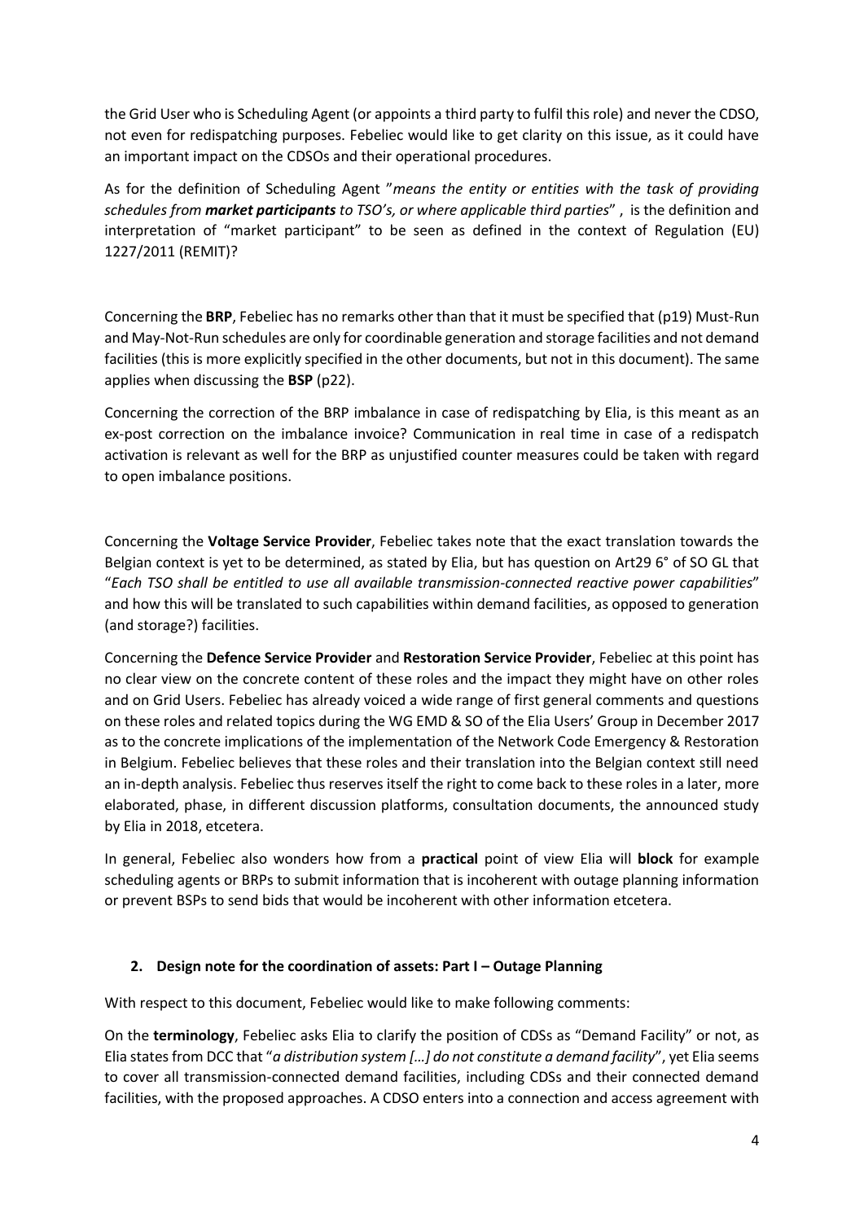the Grid User who is Scheduling Agent (or appoints a third party to fulfil this role) and never the CDSO, not even for redispatching purposes. Febeliec would like to get clarity on this issue, as it could have an important impact on the CDSOs and their operational procedures.

As for the definition of Scheduling Agent "*means the entity or entities with the task of providing schedules from **market participants** to TSO's, or where applicable third parties*" , is the definition and interpretation of "market participant" to be seen as defined in the context of Regulation (EU) 1227/2011 (REMIT)?

Concerning the **BRP**, Febeliec has no remarks other than that it must be specified that (p19) Must-Run and May-Not-Run schedules are only for coordinable generation and storage facilities and not demand facilities (this is more explicitly specified in the other documents, but not in this document). The same applies when discussing the **BSP** (p22).

Concerning the correction of the BRP imbalance in case of redispatching by Elia, is this meant as an ex-post correction on the imbalance invoice? Communication in real time in case of a redispatch activation is relevant as well for the BRP as unjustified counter measures could be taken with regard to open imbalance positions.

Concerning the **Voltage Service Provider**, Febeliec takes note that the exact translation towards the Belgian context is yet to be determined, as stated by Elia, but has question on Art29 6° of SO GL that "*Each TSO shall be entitled to use all available transmission-connected reactive power capabilities*" and how this will be translated to such capabilities within demand facilities, as opposed to generation (and storage?) facilities.

Concerning the **Defence Service Provider** and **Restoration Service Provider**, Febeliec at this point has no clear view on the concrete content of these roles and the impact they might have on other roles and on Grid Users. Febeliec has already voiced a wide range of first general comments and questions on these roles and related topics during the WG EMD & SO of the Elia Users' Group in December 2017 as to the concrete implications of the implementation of the Network Code Emergency & Restoration in Belgium. Febeliec believes that these roles and their translation into the Belgian context still need an in-depth analysis. Febeliec thus reserves itself the right to come back to these roles in a later, more elaborated, phase, in different discussion platforms, consultation documents, the announced study by Elia in 2018, etcetera.

In general, Febeliec also wonders how from a **practical** point of view Elia will **block** for example scheduling agents or BRPs to submit information that is incoherent with outage planning information or prevent BSPs to send bids that would be incoherent with other information etcetera.

## 2. Design note for the coordination of assets: Part I – Outage Planning

With respect to this document, Febeliec would like to make following comments:

On the **terminology**, Febeliec asks Elia to clarify the position of CDSs as "Demand Facility" or not, as Elia states from DCC that "*a distribution system […] do not constitute a demand facility*", yet Elia seems to cover all transmission-connected demand facilities, including CDSs and their connected demand facilities, with the proposed approaches. A CDSO enters into a connection and access agreement with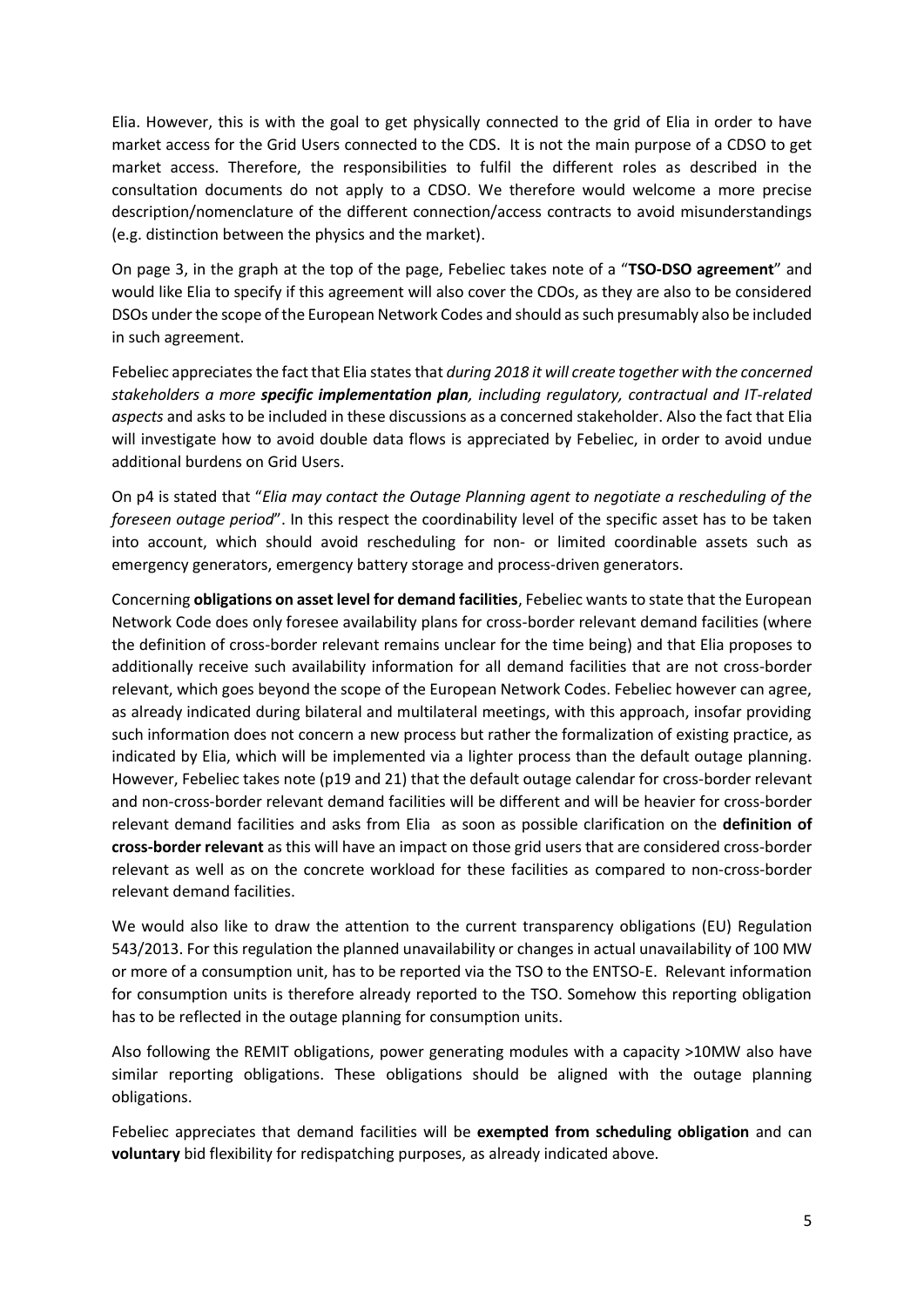Elia. However, this is with the goal to get physically connected to the grid of Elia in order to have market access for the Grid Users connected to the CDS. It is not the main purpose of a CDSO to get market access. Therefore, the responsibilities to fulfil the different roles as described in the consultation documents do not apply to a CDSO. We therefore would welcome a more precise description/nomenclature of the different connection/access contracts to avoid misunderstandings (e.g. distinction between the physics and the market).

On page 3, in the graph at the top of the page, Febeliec takes note of a "**TSO-DSO agreement**" and would like Elia to specify if this agreement will also cover the CDOs, as they are also to be considered DSOs under the scope of the European Network Codes and should as such presumably also be included in such agreement.

Febeliec appreciates the fact that Elia states that *during 2018 it will create together with the concerned stakeholders a more **specific implementation plan**, including regulatory, contractual and IT-related aspects* and asks to be included in these discussions as a concerned stakeholder. Also the fact that Elia will investigate how to avoid double data flows is appreciated by Febeliec, in order to avoid undue additional burdens on Grid Users.

On p4 is stated that "*Elia may contact the Outage Planning agent to negotiate a rescheduling of the foreseen outage period*". In this respect the coordinability level of the specific asset has to be taken into account, which should avoid rescheduling for non- or limited coordinable assets such as emergency generators, emergency battery storage and process-driven generators.

Concerning **obligations on asset level for demand facilities**, Febeliec wants to state that the European Network Code does only foresee availability plans for cross-border relevant demand facilities (where the definition of cross-border relevant remains unclear for the time being) and that Elia proposes to additionally receive such availability information for all demand facilities that are not cross-border relevant, which goes beyond the scope of the European Network Codes. Febeliec however can agree, as already indicated during bilateral and multilateral meetings, with this approach, insofar providing such information does not concern a new process but rather the formalization of existing practice, as indicated by Elia, which will be implemented via a lighter process than the default outage planning. However, Febeliec takes note (p19 and 21) that the default outage calendar for cross-border relevant and non-cross-border relevant demand facilities will be different and will be heavier for cross-border relevant demand facilities and asks from Elia as soon as possible clarification on the **definition of cross-border relevant** as this will have an impact on those grid users that are considered cross-border relevant as well as on the concrete workload for these facilities as compared to non-cross-border relevant demand facilities.

We would also like to draw the attention to the current transparency obligations (EU) Regulation 543/2013. For this regulation the planned unavailability or changes in actual unavailability of 100 MW or more of a consumption unit, has to be reported via the TSO to the ENTSO-E. Relevant information for consumption units is therefore already reported to the TSO. Somehow this reporting obligation has to be reflected in the outage planning for consumption units.

Also following the REMIT obligations, power generating modules with a capacity >10MW also have similar reporting obligations. These obligations should be aligned with the outage planning obligations.

Febeliec appreciates that demand facilities will be **exempted from scheduling obligation** and can **voluntary** bid flexibility for redispatching purposes, as already indicated above.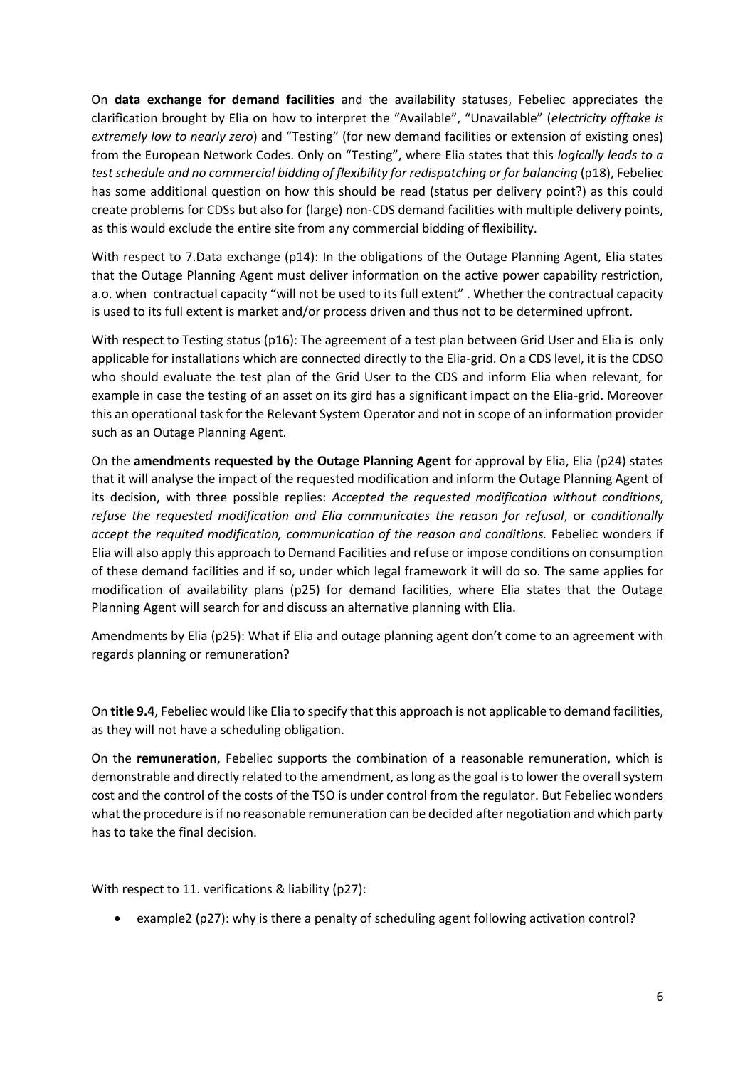On **data exchange for demand facilities** and the availability statuses, Febeliec appreciates the clarification brought by Elia on how to interpret the "Available", "Unavailable" (*electricity offtake is extremely low to nearly zero*) and "Testing" (for new demand facilities or extension of existing ones) from the European Network Codes. Only on "Testing", where Elia states that this *logically leads to a test schedule and no commercial bidding of flexibility for redispatching or for balancing* (p18), Febeliec has some additional question on how this should be read (status per delivery point?) as this could create problems for CDSs but also for (large) non-CDS demand facilities with multiple delivery points, as this would exclude the entire site from any commercial bidding of flexibility.

With respect to 7.Data exchange (p14): In the obligations of the Outage Planning Agent, Elia states that the Outage Planning Agent must deliver information on the active power capability restriction, a.o. when contractual capacity "will not be used to its full extent" . Whether the contractual capacity is used to its full extent is market and/or process driven and thus not to be determined upfront.

With respect to Testing status (p16): The agreement of a test plan between Grid User and Elia is only applicable for installations which are connected directly to the Elia-grid. On a CDS level, it is the CDSO who should evaluate the test plan of the Grid User to the CDS and inform Elia when relevant, for example in case the testing of an asset on its gird has a significant impact on the Elia-grid. Moreover this an operational task for the Relevant System Operator and not in scope of an information provider such as an Outage Planning Agent.

On the **amendments requested by the Outage Planning Agent** for approval by Elia, Elia (p24) states that it will analyse the impact of the requested modification and inform the Outage Planning Agent of its decision, with three possible replies: *Accepted the requested modification without conditions*, *refuse the requested modification and Elia communicates the reason for refusal*, or *conditionally accept the requited modification, communication of the reason and conditions.* Febeliec wonders if Elia will also apply this approach to Demand Facilities and refuse or impose conditions on consumption of these demand facilities and if so, under which legal framework it will do so. The same applies for modification of availability plans (p25) for demand facilities, where Elia states that the Outage Planning Agent will search for and discuss an alternative planning with Elia.

Amendments by Elia (p25): What if Elia and outage planning agent don't come to an agreement with regards planning or remuneration?

On **title 9.4**, Febeliec would like Elia to specify that this approach is not applicable to demand facilities, as they will not have a scheduling obligation.

On the **remuneration**, Febeliec supports the combination of a reasonable remuneration, which is demonstrable and directly related to the amendment, as long as the goal is to lower the overall system cost and the control of the costs of the TSO is under control from the regulator. But Febeliec wonders what the procedure is if no reasonable remuneration can be decided after negotiation and which party has to take the final decision.

With respect to 11. verifications & liability (p27):

- example2 (p27): why is there a penalty of scheduling agent following activation control?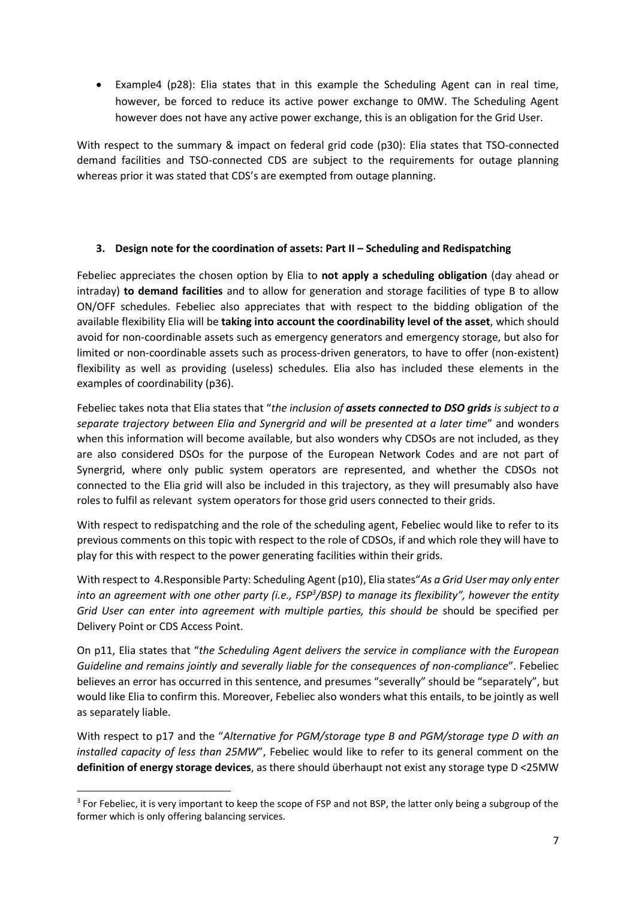- Example4 (p28): Elia states that in this example the Scheduling Agent can in real time, however, be forced to reduce its active power exchange to 0MW. The Scheduling Agent however does not have any active power exchange, this is an obligation for the Grid User.

With respect to the summary & impact on federal grid code (p30): Elia states that TSO-connected demand facilities and TSO-connected CDS are subject to the requirements for outage planning whereas prior it was stated that CDS's are exempted from outage planning.

### 3. Design note for the coordination of assets: Part II – Scheduling and Redispatching

Febeliec appreciates the chosen option by Elia to **not apply a scheduling obligation** (day ahead or intraday) **to demand facilities** and to allow for generation and storage facilities of type B to allow ON/OFF schedules. Febeliec also appreciates that with respect to the bidding obligation of the available flexibility Elia will be **taking into account the coordinability level of the asset**, which should avoid for non-coordinable assets such as emergency generators and emergency storage, but also for limited or non-coordinable assets such as process-driven generators, to have to offer (non-existent) flexibility as well as providing (useless) schedules. Elia also has included these elements in the examples of coordinability (p36).

Febeliec takes nota that Elia states that "*the inclusion of **assets connected to DSO grids** is subject to a separate trajectory between Elia and Synergrid and will be presented at a later time*" and wonders when this information will become available, but also wonders why CDSOs are not included, as they are also considered DSOs for the purpose of the European Network Codes and are not part of Synergrid, where only public system operators are represented, and whether the CDSOs not connected to the Elia grid will also be included in this trajectory, as they will presumably also have roles to fulfil as relevant system operators for those grid users connected to their grids.

With respect to redispatching and the role of the scheduling agent, Febeliec would like to refer to its previous comments on this topic with respect to the role of CDSOs, if and which role they will have to play for this with respect to the power generating facilities within their grids.

With respect to 4.Responsible Party: Scheduling Agent (p10), Elia states"*As a Grid User may only enter into an agreement with one other party (i.e., FSP[3]/BSP) to manage its flexibility", however the entity Grid User can enter into agreement with multiple parties, this should be* should be specified per Delivery Point or CDS Access Point.

On p11, Elia states that "*the Scheduling Agent delivers the service in compliance with the European Guideline and remains jointly and severally liable for the consequences of non-compliance*". Febeliec believes an error has occurred in this sentence, and presumes "severally" should be "separately", but would like Elia to confirm this. Moreover, Febeliec also wonders what this entails, to be jointly as well as separately liable.

With respect to p17 and the "*Alternative for PGM/storage type B and PGM/storage type D with an installed capacity of less than 25MW*", Febeliec would like to refer to its general comment on the **definition of energy storage devices**, as there should überhaupt not exist any storage type D <25MW

[3] For Febeliec, it is very important to keep the scope of FSP and not BSP, the latter only being a subgroup of the former which is only offering balancing services.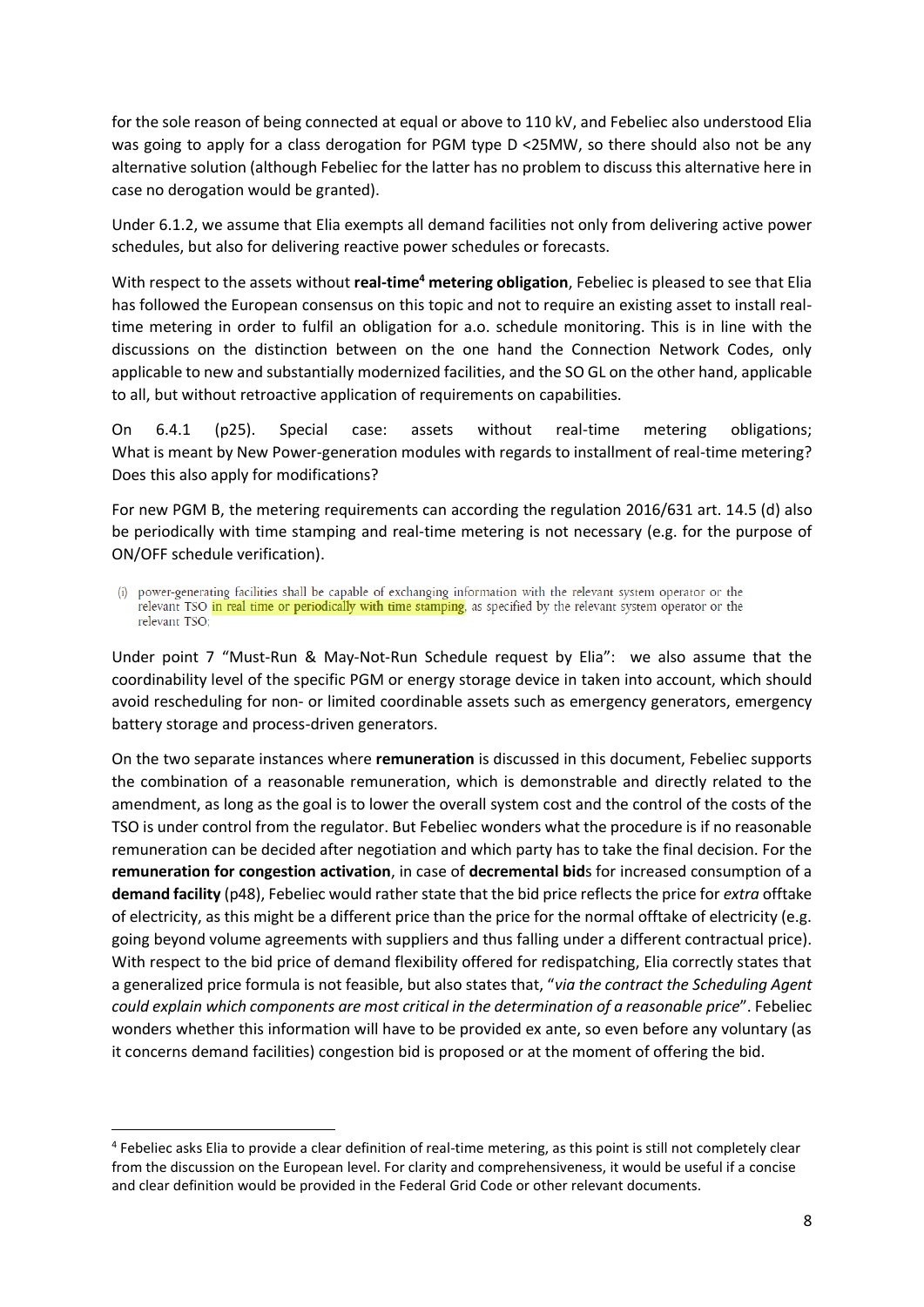for the sole reason of being connected at equal or above to 110 kV, and Febeliec also understood Elia was going to apply for a class derogation for PGM type D <25MW, so there should also not be any alternative solution (although Febeliec for the latter has no problem to discuss this alternative here in case no derogation would be granted).

Under 6.1.2, we assume that Elia exempts all demand facilities not only from delivering active power schedules, but also for delivering reactive power schedules or forecasts.

With respect to the assets without **real-time[4] metering obligation**, Febeliec is pleased to see that Elia has followed the European consensus on this topic and not to require an existing asset to install real-time metering in order to fulfil an obligation for a.o. schedule monitoring. This is in line with the discussions on the distinction between on the one hand the Connection Network Codes, only applicable to new and substantially modernized facilities, and the SO GL on the other hand, applicable to all, but without retroactive application of requirements on capabilities.

On 6.4.1 (p25). Special case: assets without real-time metering obligations; What is meant by New Power-generation modules with regards to installment of real-time metering? Does this also apply for modifications?

For new PGM B, the metering requirements can according the regulation 2016/631 art. 14.5 (d) also be periodically with time stamping and real-time metering is not necessary (e.g. for the purpose of ON/OFF schedule verification).

> (i) power-generating facilities shall be capable of exchanging information with the relevant system operator or the relevant TSO in real time or periodically with time stamping, as specified by the relevant system operator or the relevant TSO;

Under point 7 "Must-Run & May-Not-Run Schedule request by Elia": we also assume that the coordinability level of the specific PGM or energy storage device in taken into account, which should avoid rescheduling for non- or limited coordinable assets such as emergency generators, emergency battery storage and process-driven generators.

On the two separate instances where **remuneration** is discussed in this document, Febeliec supports the combination of a reasonable remuneration, which is demonstrable and directly related to the amendment, as long as the goal is to lower the overall system cost and the control of the costs of the TSO is under control from the regulator. But Febeliec wonders what the procedure is if no reasonable remuneration can be decided after negotiation and which party has to take the final decision. For the **remuneration for congestion activation**, in case of **decremental bid**s for increased consumption of a **demand facility** (p48), Febeliec would rather state that the bid price reflects the price for *extra* offtake of electricity, as this might be a different price than the price for the normal offtake of electricity (e.g. going beyond volume agreements with suppliers and thus falling under a different contractual price). With respect to the bid price of demand flexibility offered for redispatching, Elia correctly states that a generalized price formula is not feasible, but also states that, "*via the contract the Scheduling Agent could explain which components are most critical in the determination of a reasonable price*". Febeliec wonders whether this information will have to be provided ex ante, so even before any voluntary (as it concerns demand facilities) congestion bid is proposed or at the moment of offering the bid.

---

[4] Febeliec asks Elia to provide a clear definition of real-time metering, as this point is still not completely clear from the discussion on the European level. For clarity and comprehensiveness, it would be useful if a concise and clear definition would be provided in the Federal Grid Code or other relevant documents.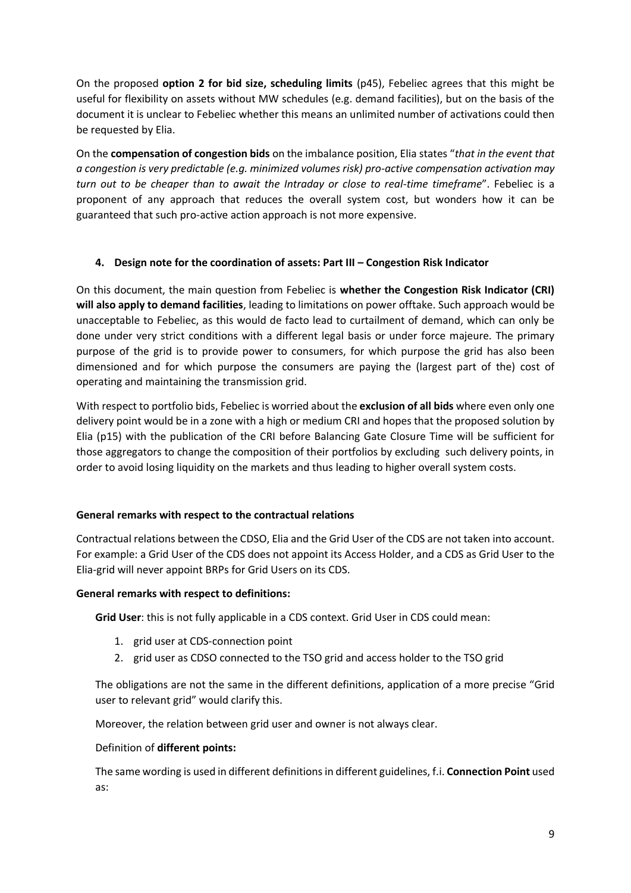On the proposed **option 2 for bid size, scheduling limits** (p45), Febeliec agrees that this might be useful for flexibility on assets without MW schedules (e.g. demand facilities), but on the basis of the document it is unclear to Febeliec whether this means an unlimited number of activations could then be requested by Elia.

On the **compensation of congestion bids** on the imbalance position, Elia states "*that in the event that a congestion is very predictable (e.g. minimized volumes risk) pro-active compensation activation may turn out to be cheaper than to await the Intraday or close to real-time timeframe*". Febeliec is a proponent of any approach that reduces the overall system cost, but wonders how it can be guaranteed that such pro-active action approach is not more expensive.

## 4. Design note for the coordination of assets: Part III – Congestion Risk Indicator

On this document, the main question from Febeliec is **whether the Congestion Risk Indicator (CRI) will also apply to demand facilities**, leading to limitations on power offtake. Such approach would be unacceptable to Febeliec, as this would de facto lead to curtailment of demand, which can only be done under very strict conditions with a different legal basis or under force majeure. The primary purpose of the grid is to provide power to consumers, for which purpose the grid has also been dimensioned and for which purpose the consumers are paying the (largest part of the) cost of operating and maintaining the transmission grid.

With respect to portfolio bids, Febeliec is worried about the **exclusion of all bids** where even only one delivery point would be in a zone with a high or medium CRI and hopes that the proposed solution by Elia (p15) with the publication of the CRI before Balancing Gate Closure Time will be sufficient for those aggregators to change the composition of their portfolios by excluding such delivery points, in order to avoid losing liquidity on the markets and thus leading to higher overall system costs.

### General remarks with respect to the contractual relations

Contractual relations between the CDSO, Elia and the Grid User of the CDS are not taken into account. For example: a Grid User of the CDS does not appoint its Access Holder, and a CDS as Grid User to the Elia-grid will never appoint BRPs for Grid Users on its CDS.

### General remarks with respect to definitions:

**Grid User**: this is not fully applicable in a CDS context. Grid User in CDS could mean:

1. grid user at CDS-connection point
2. grid user as CDSO connected to the TSO grid and access holder to the TSO grid

The obligations are not the same in the different definitions, application of a more precise "Grid user to relevant grid" would clarify this.

Moreover, the relation between grid user and owner is not always clear.

Definition of **different points:**

The same wording is used in different definitions in different guidelines, f.i. **Connection Point** used as: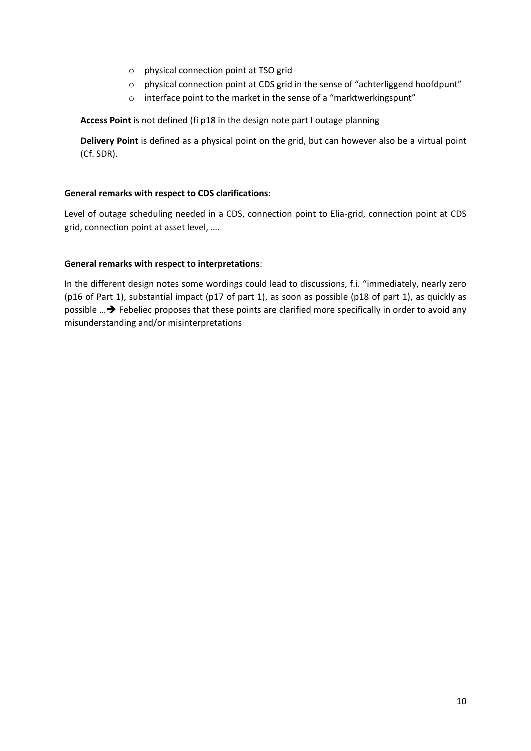- physical connection point at TSO grid
- physical connection point at CDS grid in the sense of "achterliggend hoofdpunt"
- interface point to the market in the sense of a "marktwerkingspunt"

**Access Point** is not defined (fi p18 in the design note part I outage planning

**Delivery Point** is defined as a physical point on the grid, but can however also be a virtual point (Cf. SDR).

**General remarks with respect to CDS clarifications**:

Level of outage scheduling needed in a CDS, connection point to Elia-grid, connection point at CDS grid, connection point at asset level, ….

**General remarks with respect to interpretations**:

In the different design notes some wordings could lead to discussions, f.i. "immediately, nearly zero (p16 of Part 1), substantial impact (p17 of part 1), as soon as possible (p18 of part 1), as quickly as possible …➔ Febeliec proposes that these points are clarified more specifically in order to avoid any misunderstanding and/or misinterpretations